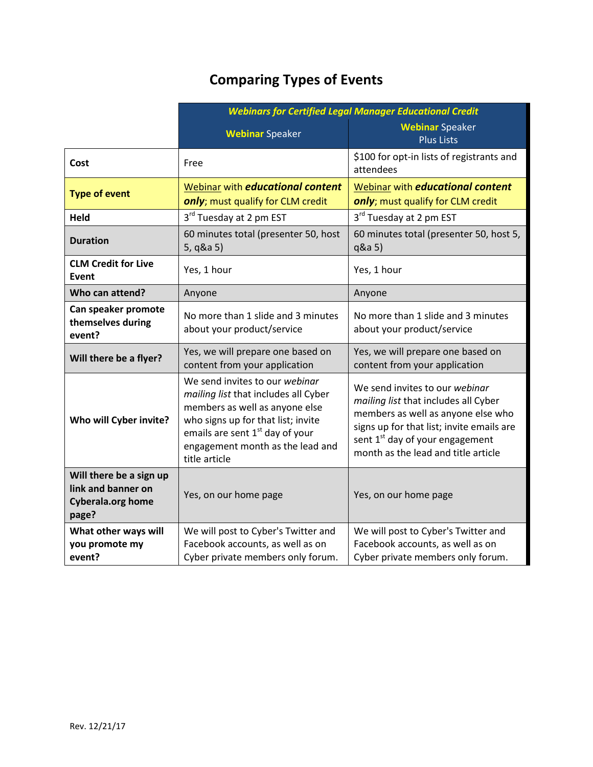# Comparing Types of Events

| | ***Webinars for Certified Legal Manager Educational Credit*** | |
|---|---|---|
| | **Webinar** Speaker | **Webinar** Speaker Plus Lists |
| **Cost** | Free | $100 for opt-in lists of registrants and attendees |
| **Type of event** | Webinar with ***educational content only***; must qualify for CLM credit | Webinar with ***educational content only***; must qualify for CLM credit |
| **Held** | 3rd Tuesday at 2 pm EST | 3rd Tuesday at 2 pm EST |
| **Duration** | 60 minutes total (presenter 50, host 5, q&a 5) | 60 minutes total (presenter 50, host 5, q&a 5) |
| **CLM Credit for Live Event** | Yes, 1 hour | Yes, 1 hour |
| **Who can attend?** | Anyone | Anyone |
| **Can speaker promote themselves during event?** | No more than 1 slide and 3 minutes about your product/service | No more than 1 slide and 3 minutes about your product/service |
| **Will there be a flyer?** | Yes, we will prepare one based on content from your application | Yes, we will prepare one based on content from your application |
| **Who will Cyber invite?** | We send invites to our *webinar mailing list* that includes all Cyber members as well as anyone else who signs up for that list; invite emails are sent 1st day of your engagement month as the lead and title article | We send invites to our *webinar mailing list* that includes all Cyber members as well as anyone else who signs up for that list; invite emails are sent 1st day of your engagement month as the lead and title article |
| **Will there be a sign up link and banner on Cyberala.org home page?** | Yes, on our home page | Yes, on our home page |
| **What other ways will you promote my event?** | We will post to Cyber's Twitter and Facebook accounts, as well as on Cyber private members only forum. | We will post to Cyber's Twitter and Facebook accounts, as well as on Cyber private members only forum. |

Rev. 12/21/17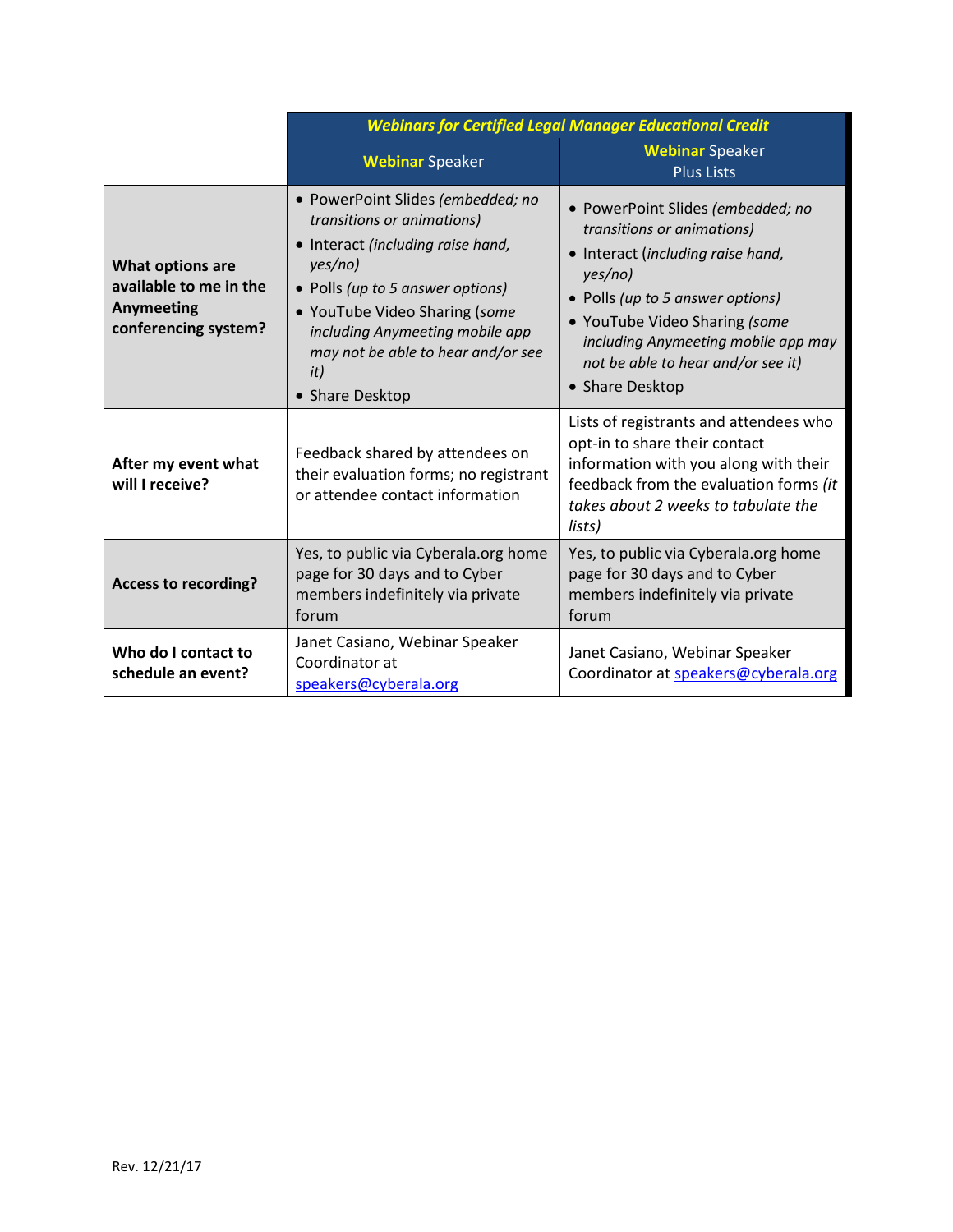| | Webinars for Certified Legal Manager Educational Credit | |
|---|---|---|
| | Webinar Speaker | Webinar Speaker Plus Lists |
| **What options are available to me in the Anymeeting conferencing system?** | • PowerPoint Slides *(embedded; no transitions or animations)* • Interact *(including raise hand, yes/no)* • Polls *(up to 5 answer options)* • YouTube Video Sharing (*some including Anymeeting mobile app may not be able to hear and/or see it)* • Share Desktop | • PowerPoint Slides *(embedded; no transitions or animations)* • Interact (*including raise hand, yes/no)* • Polls *(up to 5 answer options)* • YouTube Video Sharing *(some including Anymeeting mobile app may not be able to hear and/or see it)* • Share Desktop |
| **After my event what will I receive?** | Feedback shared by attendees on their evaluation forms; no registrant or attendee contact information | Lists of registrants and attendees who opt-in to share their contact information with you along with their feedback from the evaluation forms *(it takes about 2 weeks to tabulate the lists)* |
| **Access to recording?** | Yes, to public via Cyberala.org home page for 30 days and to Cyber members indefinitely via private forum | Yes, to public via Cyberala.org home page for 30 days and to Cyber members indefinitely via private forum |
| **Who do I contact to schedule an event?** | Janet Casiano, Webinar Speaker Coordinator at speakers@cyberala.org | Janet Casiano, Webinar Speaker Coordinator at speakers@cyberala.org |

Rev. 12/21/17